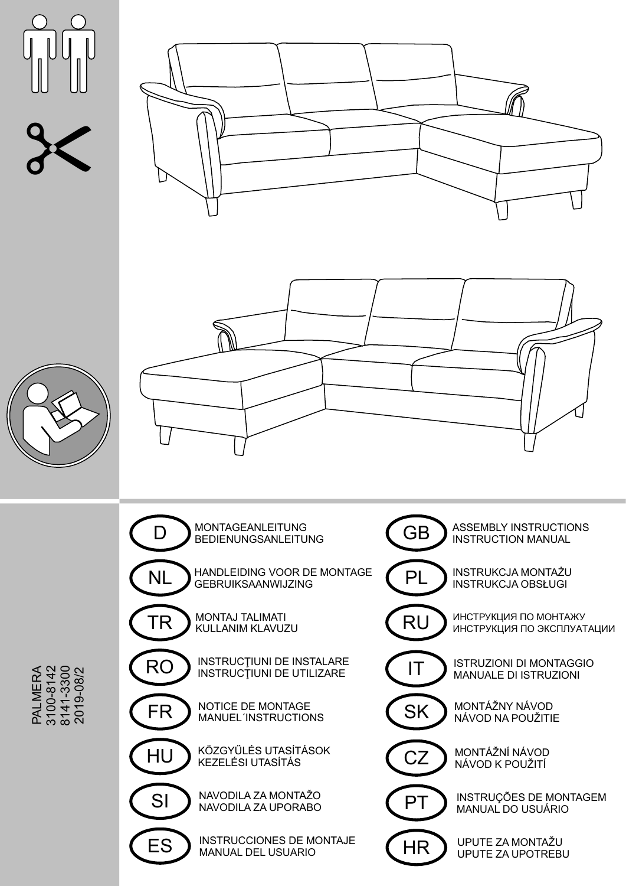PALMERA
3100-8142
8141-3300
2019-08/2

| | | | |
|---|---|---|---|
| D | MONTAGEANLEITUNG<br>BEDIENUNGSANLEITUNG | GB | ASSEMBLY INSTRUCTIONS<br>INSTRUCTION MANUAL |
| NL | HANDLEIDING VOOR DE MONTAGE<br>GEBRUIKSAANWIJZING | PL | INSTRUKCJA MONTAŻU<br>INSTRUKCJA OBSŁUGI |
| TR | MONTAJ TALIMATI<br>KULLANIM KLAVUZU | RU | ИНСТРУКЦИЯ ПО МОНТАЖУ<br>ИНСТРУКЦИЯ ПО ЭКСПЛУАТАЦИИ |
| RO | INSTRUCŢIUNI DE INSTALARE<br>INSTRUCŢIUNI DE UTILIZARE | IT | ISTRUZIONI DI MONTAGGIO<br>MANUALE DI ISTRUZIONI |
| FR | NOTICE DE MONTAGE<br>MANUEL´INSTRUCTIONS | SK | MONTÁŽNY NÁVOD<br>NÁVOD NA POUŽITIE |
| HU | KÖZGYŰLÉS UTASÍTÁSOK<br>KEZELÉSI UTASÍTÁS | CZ | MONTÁŽNÍ NÁVOD<br>NÁVOD K POUŽITÍ |
| SI | NAVODILA ZA MONTAŽO<br>NAVODILA ZA UPORABO | PT | INSTRUÇÕES DE MONTAGEM<br>MANUAL DO USUÁRIO |
| ES | INSTRUCCIONES DE MONTAJE<br>MANUAL DEL USUARIO | HR | UPUTE ZA MONTAŽU<br>UPUTE ZA UPOTREBU |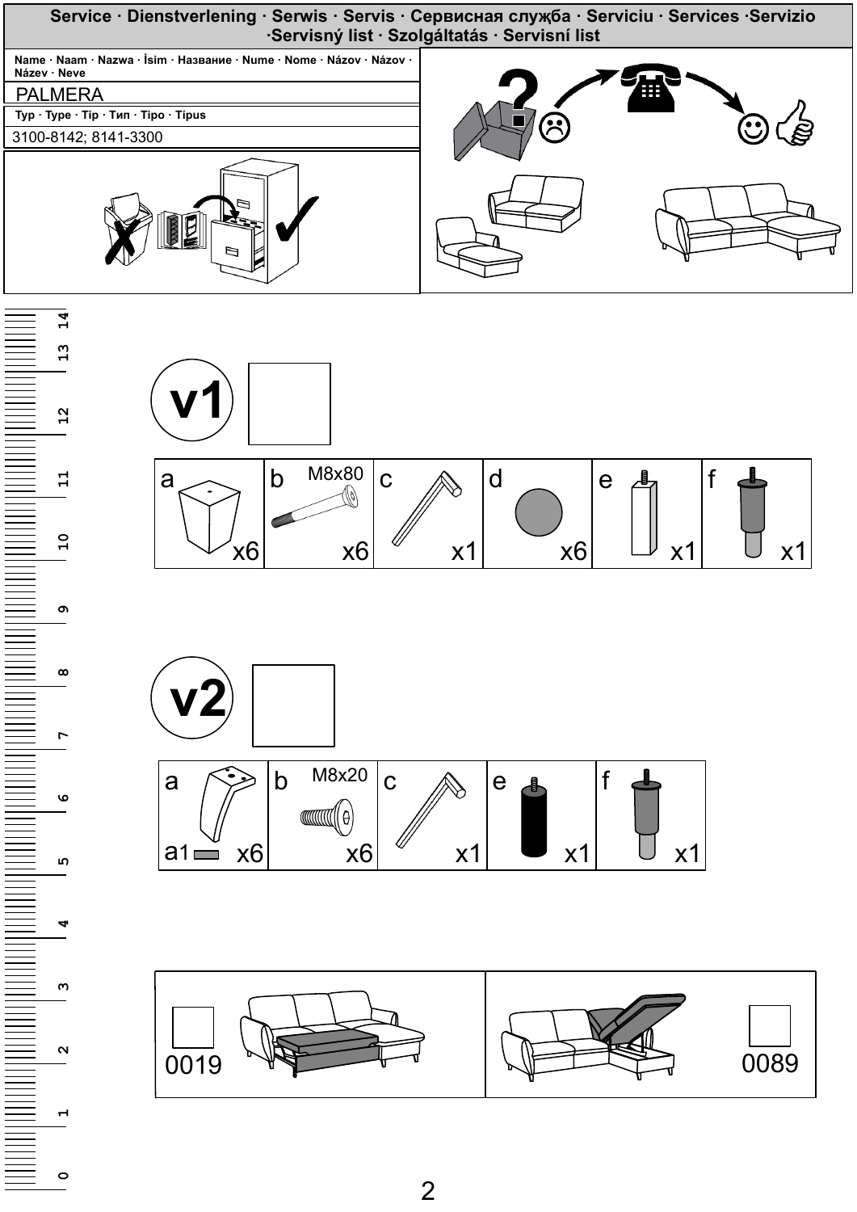# Service · Dienstverlening · Serwis · Servis · Сервисная служба · Serviciu · Services ·Servizio ·Servisný list · Szolgáltatás · Servisní list

| Name · Naam · Nazwa · İsim · Название · Nume · Nome · Názov · Názov · Název · Neve |
|---|
| PALMERA |
| Typ · Type · Tip · Тип · Tipo · Típus |
| 3100-8142; 8141-3300 |

## v1

| a | b M8x80 | c | d | e | f |
|---|---|---|---|---|---|
| x6 | x6 | x1 | x6 | x1 | x1 |

## v2

| a | b M8x20 | c | e | f |
|---|---|---|---|---|
| a1 x6 | x6 | x1 | x1 | x1 |

| 0019 | 0089 |
|---|---|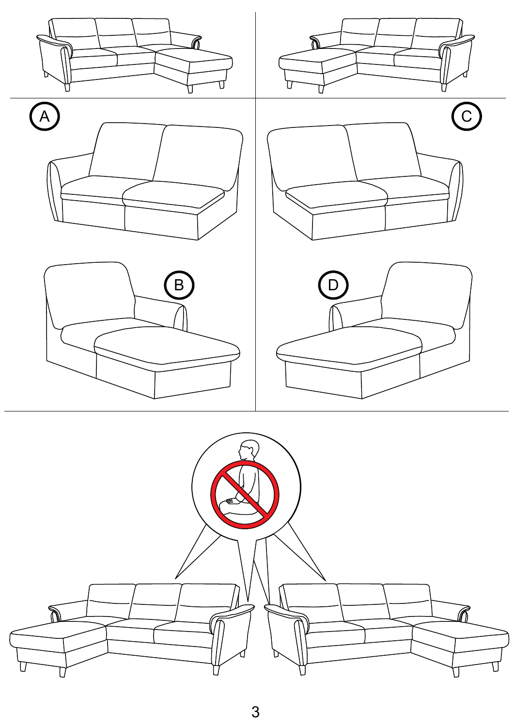A

B

C

D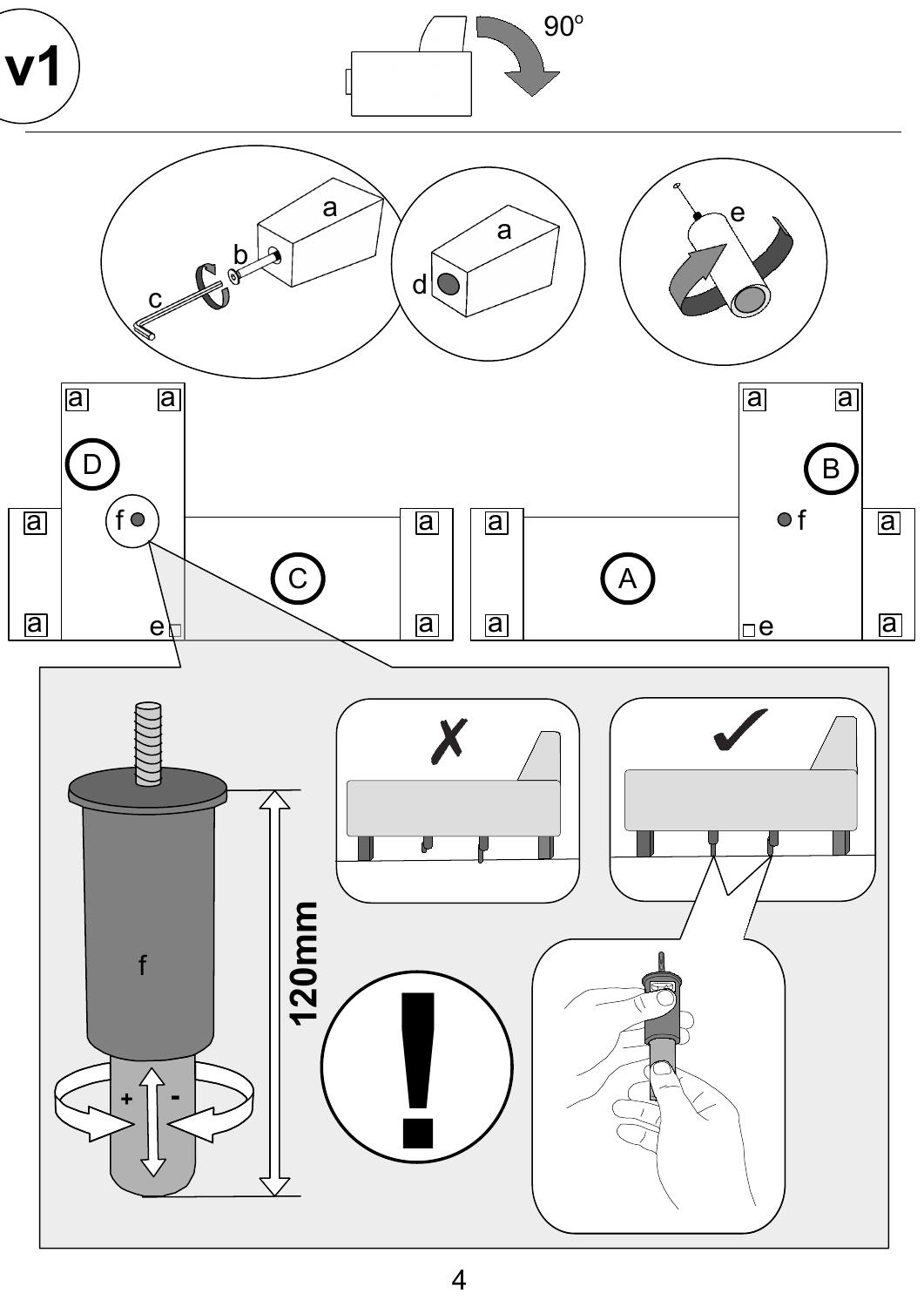v1

90°

a b c d e

a a D f a a B f a a C e a a A a e a

f

120mm

+ -

4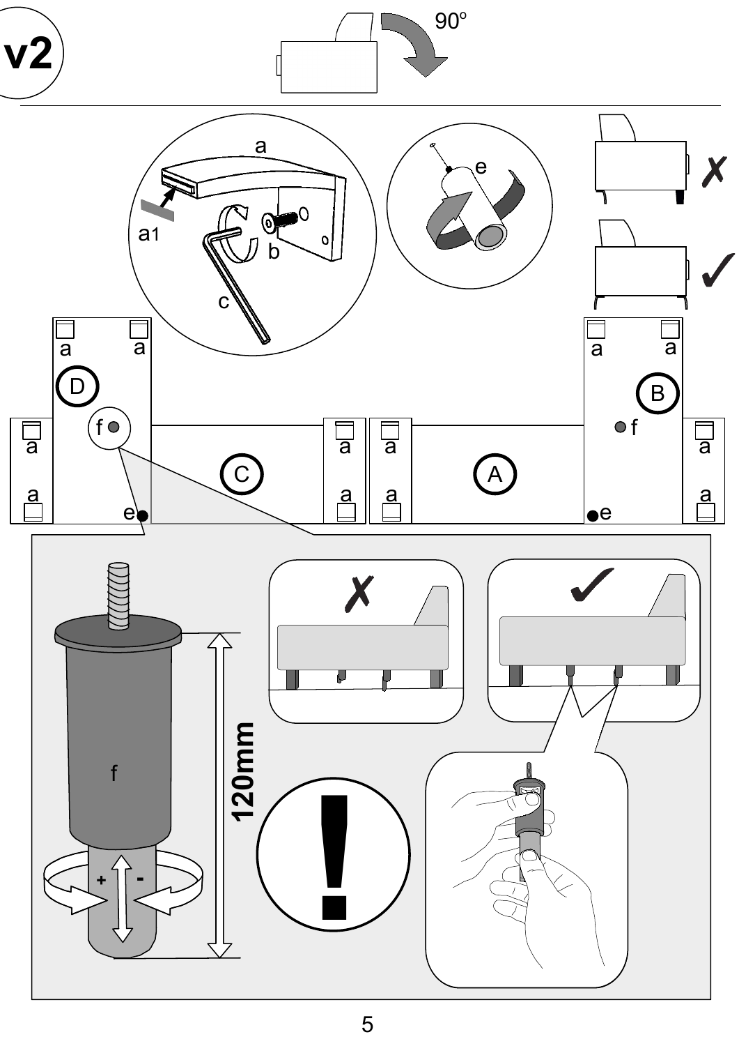v2

90°

a

a1

b

c

e

a a

D

f

a a

B

f

a

a

C

a

a

a

a

A

a

a

e

e

f

120mm

+ -

!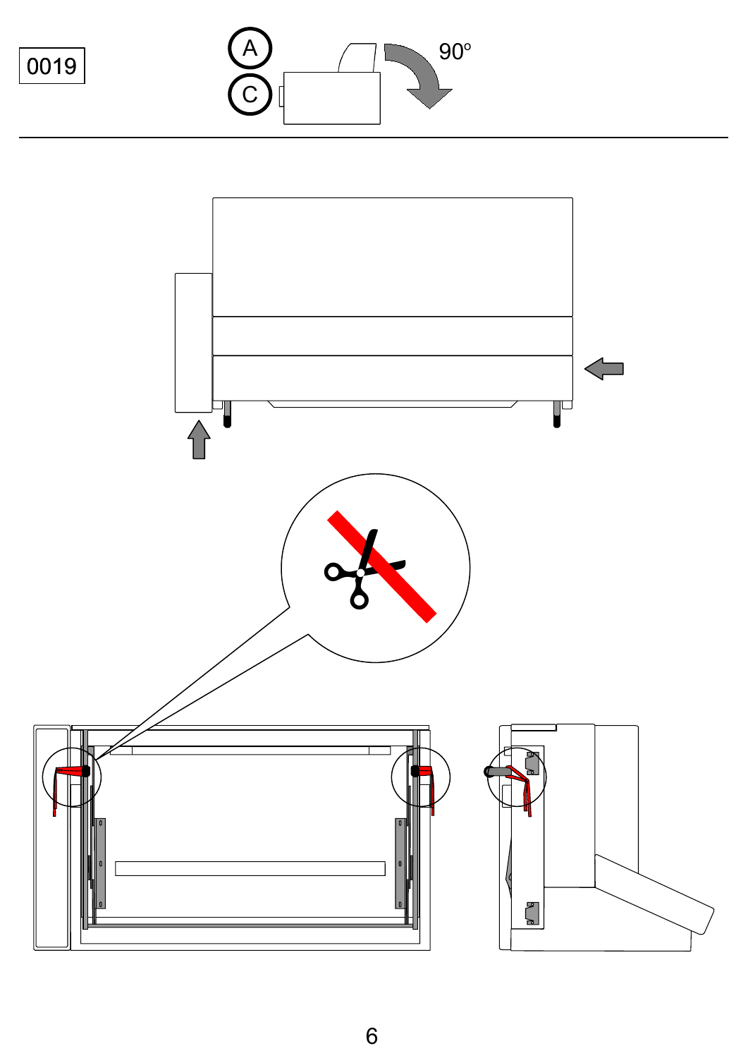0019

A

C

90°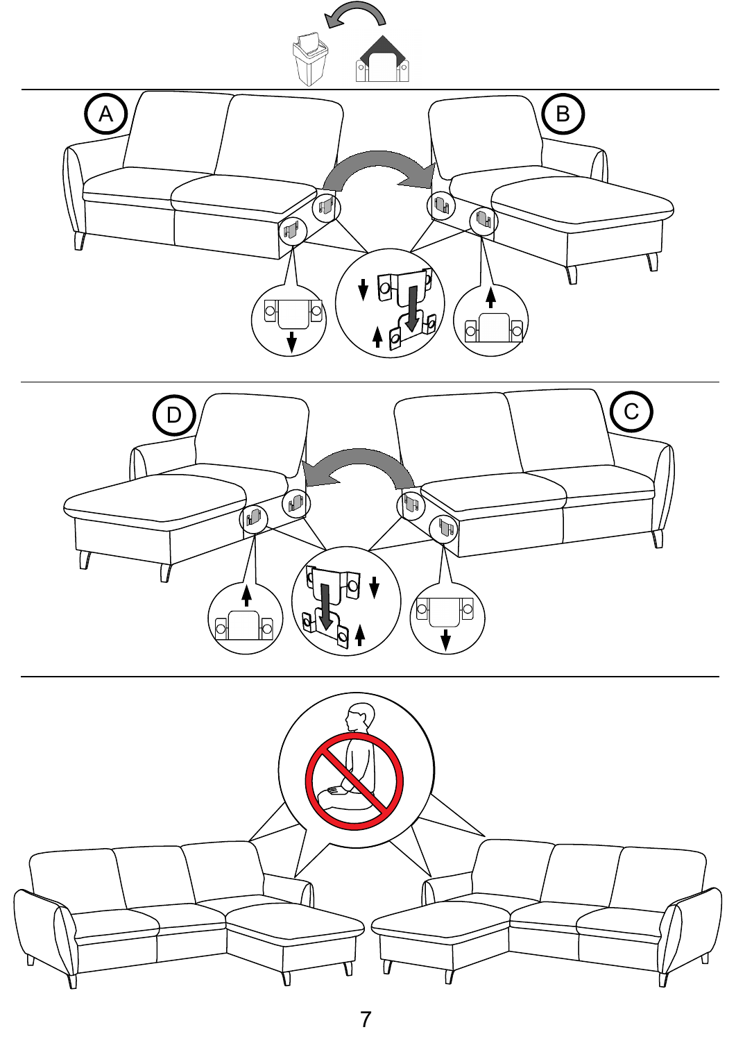A

B

D

C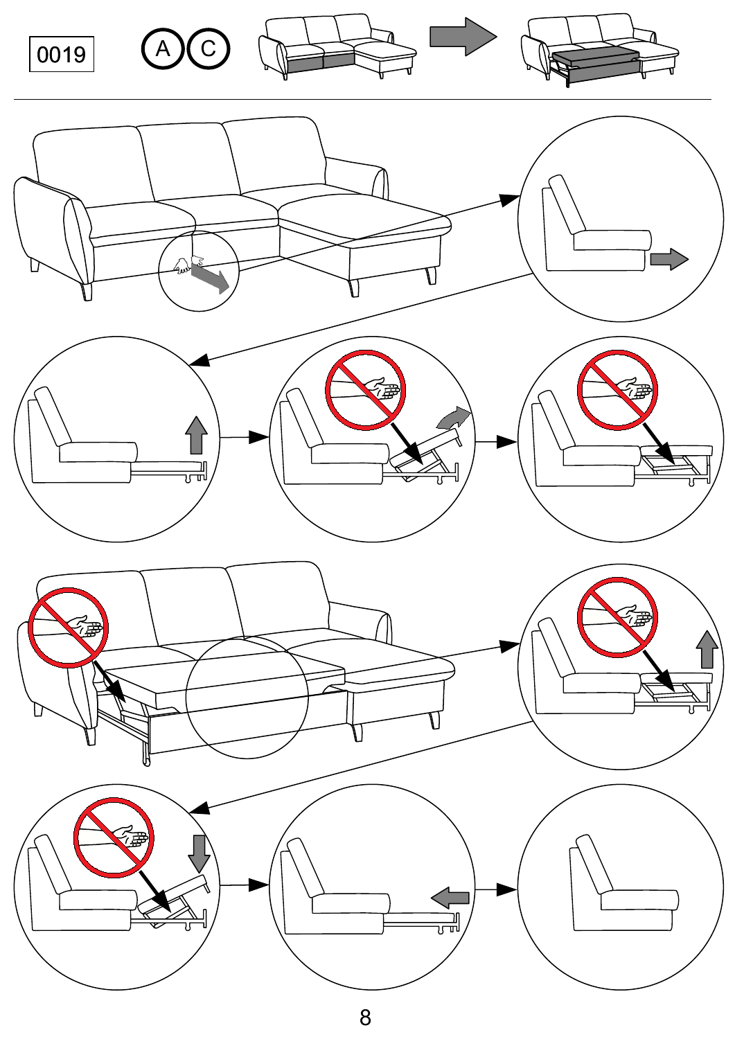0019

A C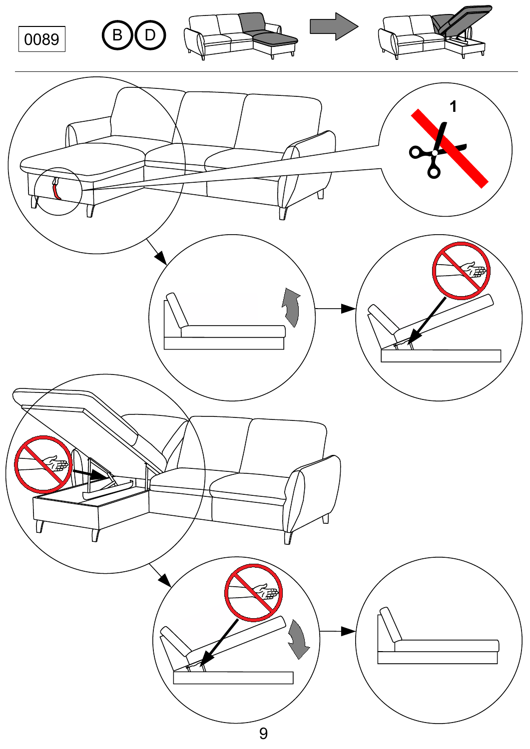0089

B D

1